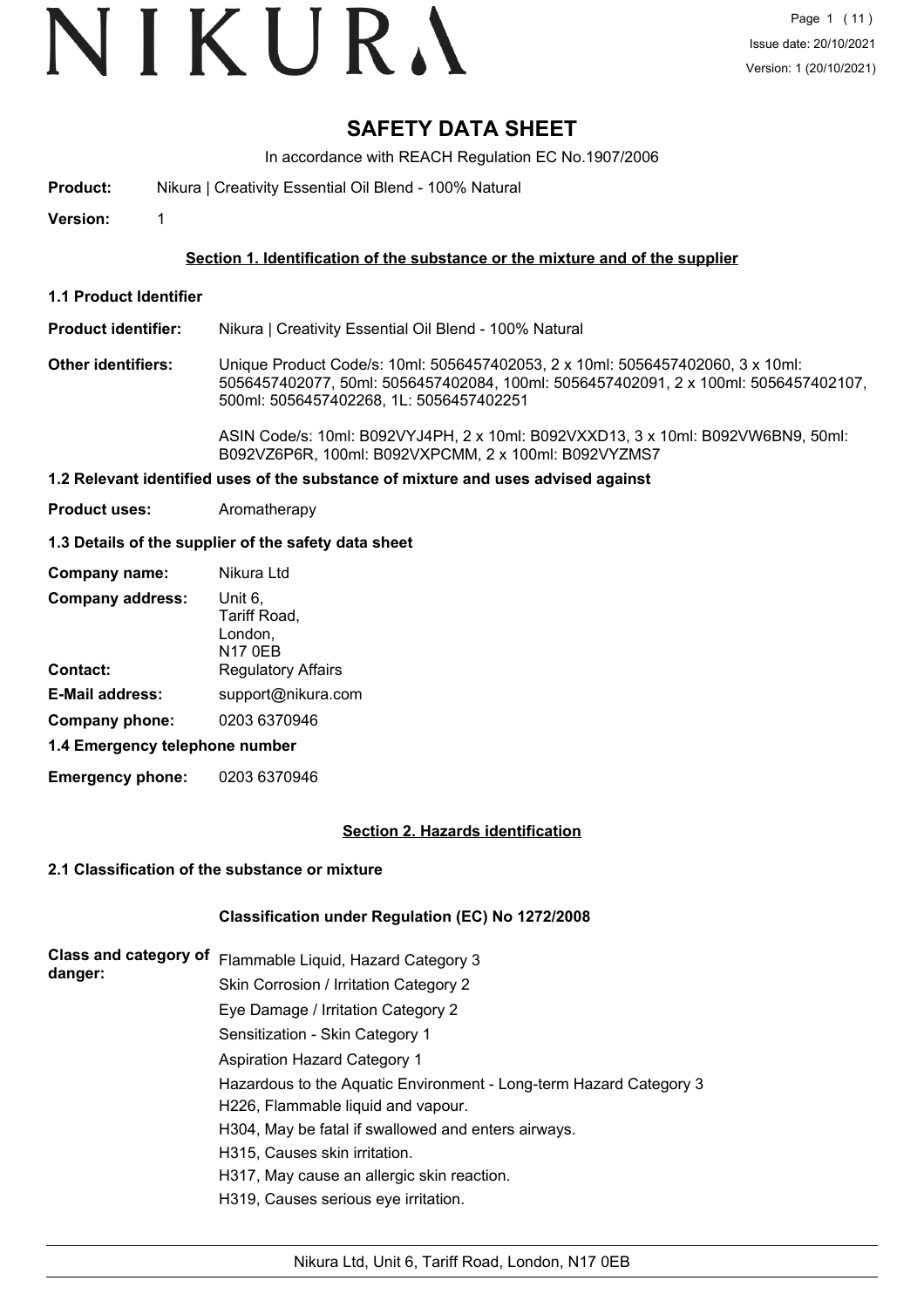# SAFETY DATA SHEET

In accordance with REACH Regulation EC No.1907/2006

**Product:** Nikura | Creativity Essential Oil Blend - 100% Natural

**Version:** 1

## Section 1. Identification of the substance or the mixture and of the supplier

### 1.1 Product Identifier

**Product identifier:** Nikura | Creativity Essential Oil Blend - 100% Natural

**Other identifiers:** Unique Product Code/s: 10ml: 5056457402053, 2 x 10ml: 5056457402060, 3 x 10ml: 5056457402077, 50ml: 5056457402084, 100ml: 5056457402091, 2 x 100ml: 5056457402107, 500ml: 5056457402268, 1L: 5056457402251

ASIN Code/s: 10ml: B092VYJ4PH, 2 x 10ml: B092VXXD13, 3 x 10ml: B092VW6BN9, 50ml: B092VZ6P6R, 100ml: B092VXPCMM, 2 x 100ml: B092VYZMS7

### 1.2 Relevant identified uses of the substance of mixture and uses advised against

**Product uses:** Aromatherapy

### 1.3 Details of the supplier of the safety data sheet

**Company name:** Nikura Ltd

**Company address:** Unit 6, Tariff Road, London, N17 0EB

**Contact:** Regulatory Affairs

**E-Mail address:** support@nikura.com

**Company phone:** 0203 6370946

### 1.4 Emergency telephone number

**Emergency phone:** 0203 6370946

## Section 2. Hazards identification

### 2.1 Classification of the substance or mixture

**Classification under Regulation (EC) No 1272/2008**

**Class and category of danger:**

Flammable Liquid, Hazard Category 3
Skin Corrosion / Irritation Category 2
Eye Damage / Irritation Category 2
Sensitization - Skin Category 1
Aspiration Hazard Category 1
Hazardous to the Aquatic Environment - Long-term Hazard Category 3

H226, Flammable liquid and vapour.
H304, May be fatal if swallowed and enters airways.
H315, Causes skin irritation.
H317, May cause an allergic skin reaction.
H319, Causes serious eye irritation.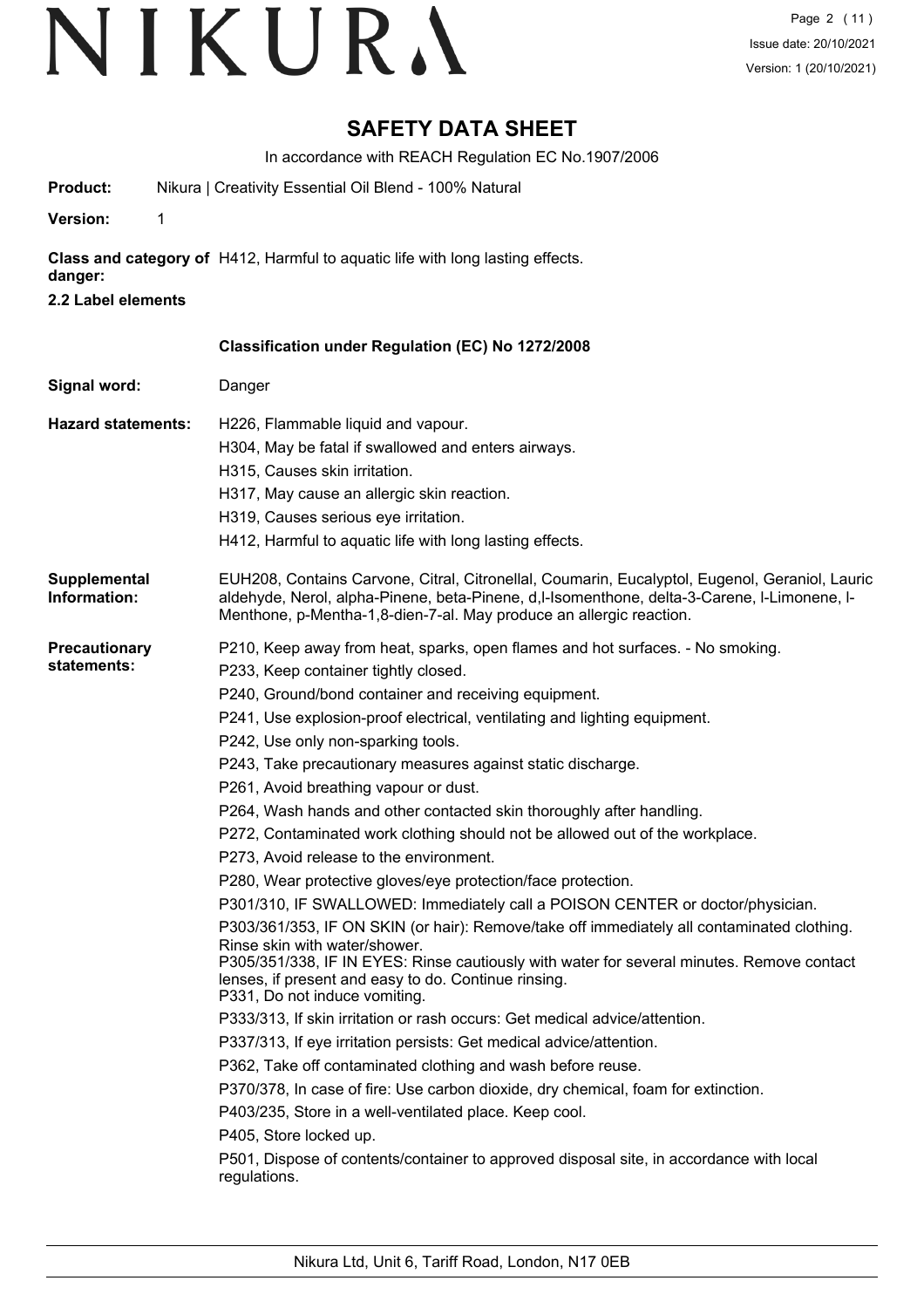# SAFETY DATA SHEET

In accordance with REACH Regulation EC No.1907/2006

**Product:** Nikura | Creativity Essential Oil Blend - 100% Natural

**Version:** 1

**Class and category of danger:** H412, Harmful to aquatic life with long lasting effects.

**2.2 Label elements**

**Classification under Regulation (EC) No 1272/2008**

**Signal word:** Danger

**Hazard statements:**
H226, Flammable liquid and vapour.
H304, May be fatal if swallowed and enters airways.
H315, Causes skin irritation.
H317, May cause an allergic skin reaction.
H319, Causes serious eye irritation.
H412, Harmful to aquatic life with long lasting effects.

**Supplemental Information:** EUH208, Contains Carvone, Citral, Citronellal, Coumarin, Eucalyptol, Eugenol, Geraniol, Lauric aldehyde, Nerol, alpha-Pinene, beta-Pinene, d,l-Isomenthone, delta-3-Carene, l-Limonene, l-Menthone, p-Mentha-1,8-dien-7-al. May produce an allergic reaction.

**Precautionary statements:**
P210, Keep away from heat, sparks, open flames and hot surfaces. - No smoking.
P233, Keep container tightly closed.
P240, Ground/bond container and receiving equipment.
P241, Use explosion-proof electrical, ventilating and lighting equipment.
P242, Use only non-sparking tools.
P243, Take precautionary measures against static discharge.
P261, Avoid breathing vapour or dust.
P264, Wash hands and other contacted skin thoroughly after handling.
P272, Contaminated work clothing should not be allowed out of the workplace.
P273, Avoid release to the environment.
P280, Wear protective gloves/eye protection/face protection.
P301/310, IF SWALLOWED: Immediately call a POISON CENTER or doctor/physician.
P303/361/353, IF ON SKIN (or hair): Remove/take off immediately all contaminated clothing. Rinse skin with water/shower.
P305/351/338, IF IN EYES: Rinse cautiously with water for several minutes. Remove contact lenses, if present and easy to do. Continue rinsing.
P331, Do not induce vomiting.
P333/313, If skin irritation or rash occurs: Get medical advice/attention.
P337/313, If eye irritation persists: Get medical advice/attention.
P362, Take off contaminated clothing and wash before reuse.
P370/378, In case of fire: Use carbon dioxide, dry chemical, foam for extinction.
P403/235, Store in a well-ventilated place. Keep cool.
P405, Store locked up.
P501, Dispose of contents/container to approved disposal site, in accordance with local regulations.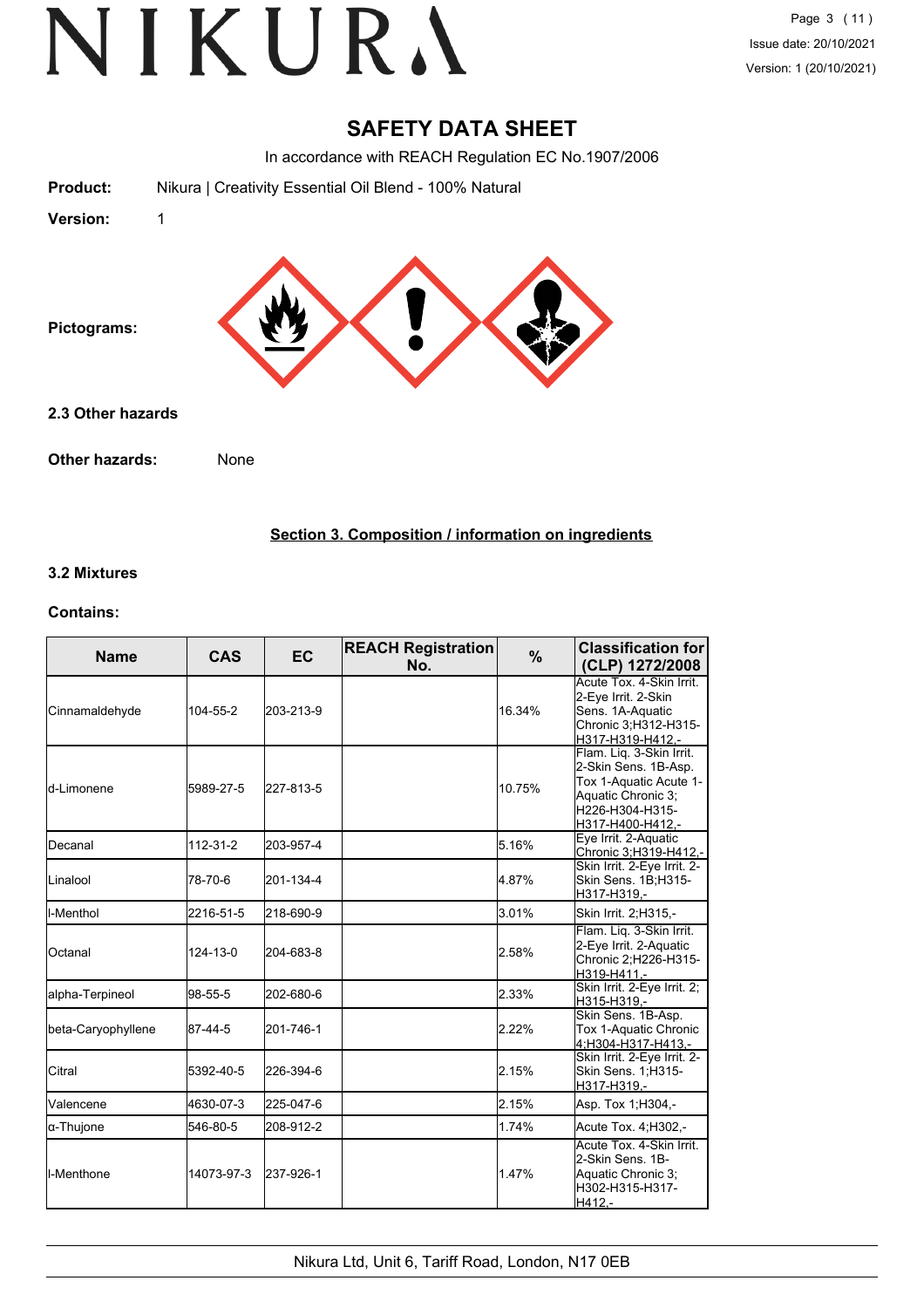# SAFETY DATA SHEET

In accordance with REACH Regulation EC No.1907/2006

**Product:** Nikura | Creativity Essential Oil Blend - 100% Natural

**Version:** 1

**Pictograms:**

### 2.3 Other hazards

**Other hazards:** None

## Section 3. Composition / information on ingredients

### 3.2 Mixtures

**Contains:**

| Name | CAS | EC | REACH Registration No. | % | Classification for (CLP) 1272/2008 |
|---|---|---|---|---|---|
| Cinnamaldehyde | 104-55-2 | 203-213-9 | | 16.34% | Acute Tox. 4-Skin Irrit. 2-Eye Irrit. 2-Skin Sens. 1A-Aquatic Chronic 3;H312-H315-H317-H319-H412,- |
| d-Limonene | 5989-27-5 | 227-813-5 | | 10.75% | Flam. Liq. 3-Skin Irrit. 2-Skin Sens. 1B-Asp. Tox 1-Aquatic Acute 1-Aquatic Chronic 3;H226-H304-H315-H317-H400-H412,- |
| Decanal | 112-31-2 | 203-957-4 | | 5.16% | Eye Irrit. 2-Aquatic Chronic 3;H319-H412,- |
| Linalool | 78-70-6 | 201-134-4 | | 4.87% | Skin Irrit. 2-Eye Irrit. 2-Skin Sens. 1B;H315-H317-H319,- |
| l-Menthol | 2216-51-5 | 218-690-9 | | 3.01% | Skin Irrit. 2;H315,- |
| Octanal | 124-13-0 | 204-683-8 | | 2.58% | Flam. Liq. 3-Skin Irrit. 2-Eye Irrit. 2-Aquatic Chronic 2;H226-H315-H319-H411,- |
| alpha-Terpineol | 98-55-5 | 202-680-6 | | 2.33% | Skin Irrit. 2-Eye Irrit. 2;H315-H319,- |
| beta-Caryophyllene | 87-44-5 | 201-746-1 | | 2.22% | Skin Sens. 1B-Asp. Tox 1-Aquatic Chronic 4;H304-H317-H413,- |
| Citral | 5392-40-5 | 226-394-6 | | 2.15% | Skin Irrit. 2-Eye Irrit. 2-Skin Sens. 1;H315-H317-H319,- |
| Valencene | 4630-07-3 | 225-047-6 | | 2.15% | Asp. Tox 1;H304,- |
| α-Thujone | 546-80-5 | 208-912-2 | | 1.74% | Acute Tox. 4;H302,- |
| l-Menthone | 14073-97-3 | 237-926-1 | | 1.47% | Acute Tox. 4-Skin Irrit. 2-Skin Sens. 1B-Aquatic Chronic 3;H302-H315-H317-H412,- |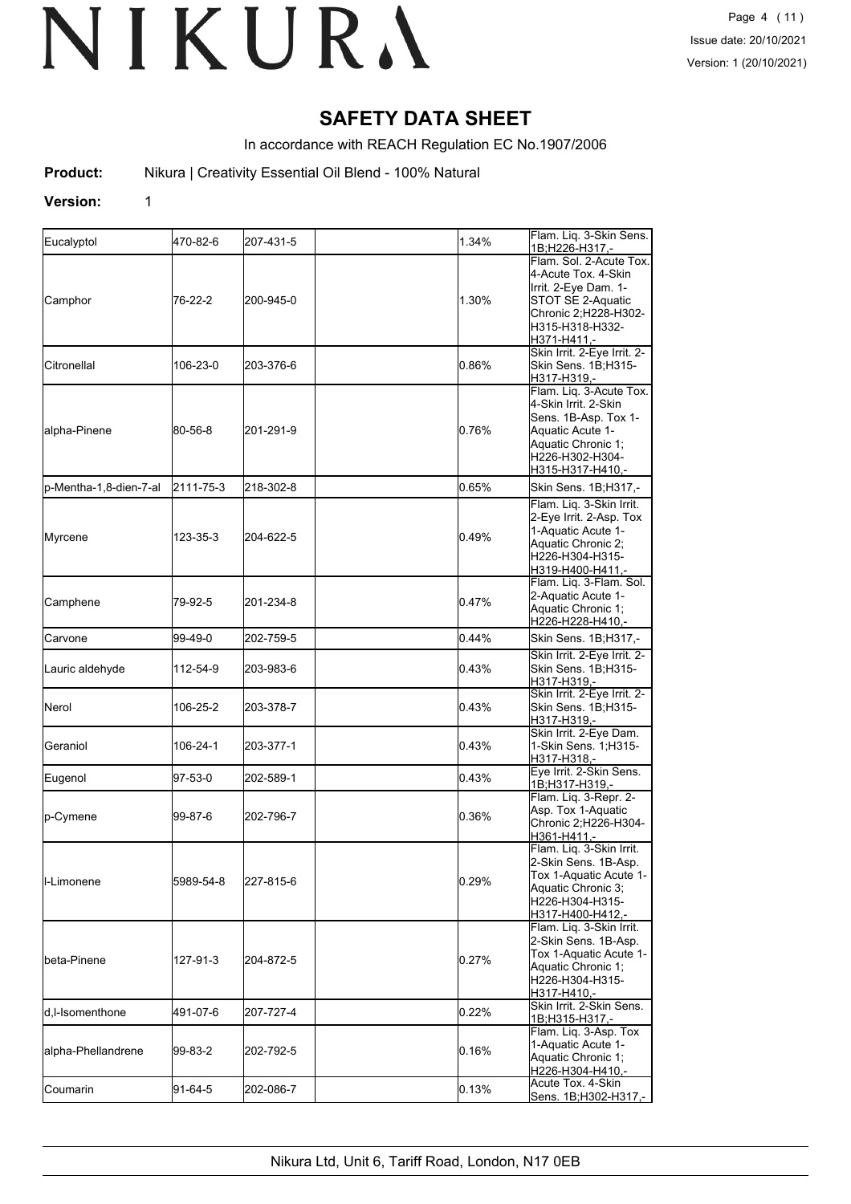# SAFETY DATA SHEET

In accordance with REACH Regulation EC No.1907/2006

**Product:** Nikura | Creativity Essential Oil Blend - 100% Natural

**Version:** 1

| | | | | | |
|---|---|---|---|---|---|
| Eucalyptol | 470-82-6 | 207-431-5 | | 1.34% | Flam. Liq. 3-Skin Sens. 1B;H226-H317,- |
| Camphor | 76-22-2 | 200-945-0 | | 1.30% | Flam. Sol. 2-Acute Tox. 4-Acute Tox. 4-Skin Irrit. 2-Eye Dam. 1-STOT SE 2-Aquatic Chronic 2;H228-H302-H315-H318-H332-H371-H411,- |
| Citronellal | 106-23-0 | 203-376-6 | | 0.86% | Skin Irrit. 2-Eye Irrit. 2-Skin Sens. 1B;H315-H317-H319,- |
| alpha-Pinene | 80-56-8 | 201-291-9 | | 0.76% | Flam. Liq. 3-Acute Tox. 4-Skin Irrit. 2-Skin Sens. 1B-Asp. Tox 1-Aquatic Acute 1-Aquatic Chronic 1;H226-H302-H304-H315-H317-H410,- |
| p-Mentha-1,8-dien-7-al | 2111-75-3 | 218-302-8 | | 0.65% | Skin Sens. 1B;H317,- |
| Myrcene | 123-35-3 | 204-622-5 | | 0.49% | Flam. Liq. 3-Skin Irrit. 2-Eye Irrit. 2-Asp. Tox 1-Aquatic Acute 1-Aquatic Chronic 2;H226-H304-H315-H319-H400-H411,- |
| Camphene | 79-92-5 | 201-234-8 | | 0.47% | Flam. Liq. 3-Flam. Sol. 2-Aquatic Acute 1-Aquatic Chronic 1;H226-H228-H410,- |
| Carvone | 99-49-0 | 202-759-5 | | 0.44% | Skin Sens. 1B;H317,- |
| Lauric aldehyde | 112-54-9 | 203-983-6 | | 0.43% | Skin Irrit. 2-Eye Irrit. 2-Skin Sens. 1B;H315-H317-H319,- |
| Nerol | 106-25-2 | 203-378-7 | | 0.43% | Skin Irrit. 2-Eye Irrit. 2-Skin Sens. 1B;H315-H317-H319,- |
| Geraniol | 106-24-1 | 203-377-1 | | 0.43% | Skin Irrit. 2-Eye Dam. 1-Skin Sens. 1;H315-H317-H318,- |
| Eugenol | 97-53-0 | 202-589-1 | | 0.43% | Eye Irrit. 2-Skin Sens. 1B;H317-H319,- |
| p-Cymene | 99-87-6 | 202-796-7 | | 0.36% | Flam. Liq. 3-Repr. 2-Asp. Tox 1-Aquatic Chronic 2;H226-H304-H361-H411,- |
| l-Limonene | 5989-54-8 | 227-815-6 | | 0.29% | Flam. Liq. 3-Skin Irrit. 2-Skin Sens. 1B-Asp. Tox 1-Aquatic Acute 1-Aquatic Chronic 3;H226-H304-H315-H317-H400-H412,- |
| beta-Pinene | 127-91-3 | 204-872-5 | | 0.27% | Flam. Liq. 3-Skin Irrit. 2-Skin Sens. 1B-Asp. Tox 1-Aquatic Acute 1-Aquatic Chronic 1;H226-H304-H315-H317-H410,- |
| d,l-Isomenthone | 491-07-6 | 207-727-4 | | 0.22% | Skin Irrit. 2-Skin Sens. 1B;H315-H317,- |
| alpha-Phellandrene | 99-83-2 | 202-792-5 | | 0.16% | Flam. Liq. 3-Asp. Tox 1-Aquatic Acute 1-Aquatic Chronic 1;H226-H304-H410,- |
| Coumarin | 91-64-5 | 202-086-7 | | 0.13% | Acute Tox. 4-Skin Sens. 1B;H302-H317,- |

Nikura Ltd, Unit 6, Tariff Road, London, N17 0EB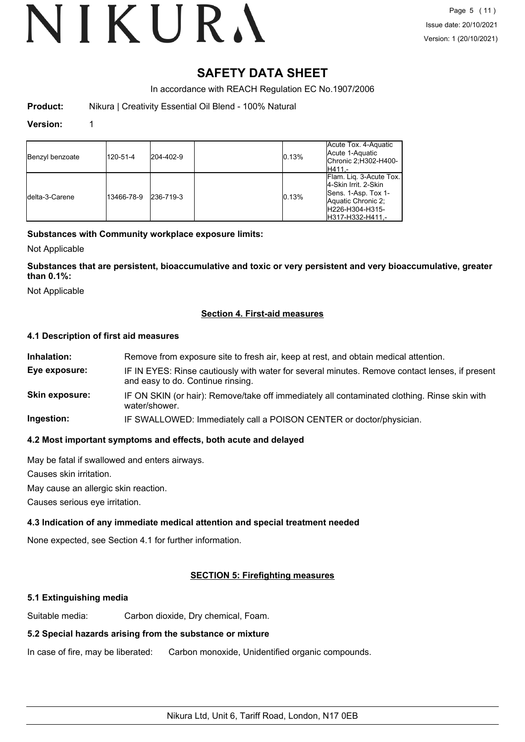# SAFETY DATA SHEET

In accordance with REACH Regulation EC No.1907/2006

**Product:** Nikura | Creativity Essential Oil Blend - 100% Natural

**Version:** 1

| | | | | | |
|---|---|---|---|---|---|
| Benzyl benzoate | 120-51-4 | 204-402-9 | | 0.13% | Acute Tox. 4-Aquatic Acute 1-Aquatic Chronic 2;H302-H400-H411,- |
| delta-3-Carene | 13466-78-9 | 236-719-3 | | 0.13% | Flam. Liq. 3-Acute Tox. 4-Skin Irrit. 2-Skin Sens. 1-Asp. Tox 1-Aquatic Chronic 2; H226-H304-H315-H317-H332-H411,- |

**Substances with Community workplace exposure limits:**

Not Applicable

**Substances that are persistent, bioaccumulative and toxic or very persistent and very bioaccumulative, greater than 0.1%:**

Not Applicable

## Section 4. First-aid measures

### 4.1 Description of first aid measures

**Inhalation:** Remove from exposure site to fresh air, keep at rest, and obtain medical attention.

**Eye exposure:** IF IN EYES: Rinse cautiously with water for several minutes. Remove contact lenses, if present and easy to do. Continue rinsing.

**Skin exposure:** IF ON SKIN (or hair): Remove/take off immediately all contaminated clothing. Rinse skin with water/shower.

**Ingestion:** IF SWALLOWED: Immediately call a POISON CENTER or doctor/physician.

### 4.2 Most important symptoms and effects, both acute and delayed

May be fatal if swallowed and enters airways.

Causes skin irritation.

May cause an allergic skin reaction.

Causes serious eye irritation.

### 4.3 Indication of any immediate medical attention and special treatment needed

None expected, see Section 4.1 for further information.

## SECTION 5: Firefighting measures

### 5.1 Extinguishing media

Suitable media: Carbon dioxide, Dry chemical, Foam.

### 5.2 Special hazards arising from the substance or mixture

In case of fire, may be liberated: Carbon monoxide, Unidentified organic compounds.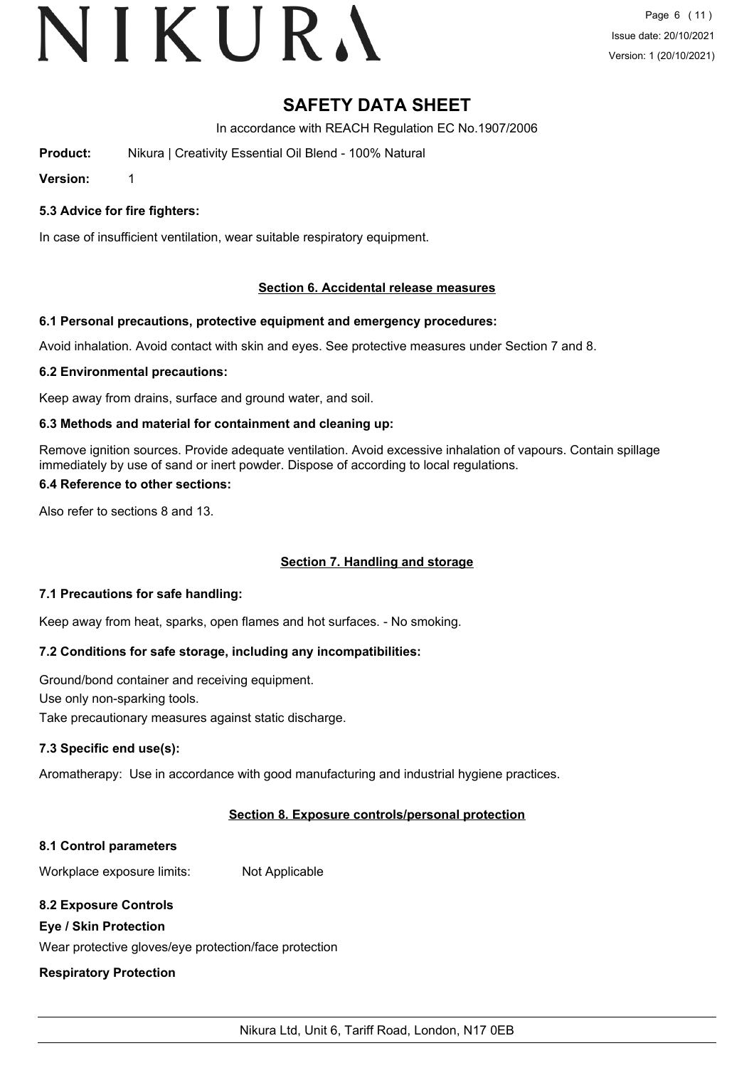### 5.3 Advice for fire fighters:

In case of insufficient ventilation, wear suitable respiratory equipment.

## Section 6. Accidental release measures

### 6.1 Personal precautions, protective equipment and emergency procedures:

Avoid inhalation. Avoid contact with skin and eyes. See protective measures under Section 7 and 8.

### 6.2 Environmental precautions:

Keep away from drains, surface and ground water, and soil.

### 6.3 Methods and material for containment and cleaning up:

Remove ignition sources. Provide adequate ventilation. Avoid excessive inhalation of vapours. Contain spillage immediately by use of sand or inert powder. Dispose of according to local regulations.

### 6.4 Reference to other sections:

Also refer to sections 8 and 13.

## Section 7. Handling and storage

### 7.1 Precautions for safe handling:

Keep away from heat, sparks, open flames and hot surfaces. - No smoking.

### 7.2 Conditions for safe storage, including any incompatibilities:

Ground/bond container and receiving equipment.
Use only non-sparking tools.
Take precautionary measures against static discharge.

### 7.3 Specific end use(s):

Aromatherapy: Use in accordance with good manufacturing and industrial hygiene practices.

## Section 8. Exposure controls/personal protection

### 8.1 Control parameters

Workplace exposure limits: Not Applicable

### 8.2 Exposure Controls

**Eye / Skin Protection**

Wear protective gloves/eye protection/face protection

**Respiratory Protection**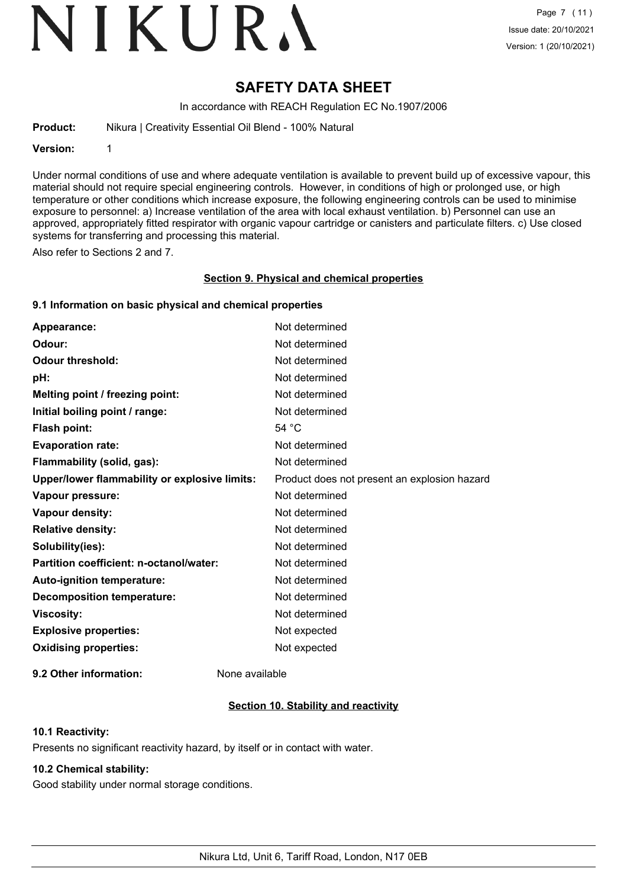# SAFETY DATA SHEET

In accordance with REACH Regulation EC No.1907/2006

**Product:** Nikura | Creativity Essential Oil Blend - 100% Natural

**Version:** 1

Under normal conditions of use and where adequate ventilation is available to prevent build up of excessive vapour, this material should not require special engineering controls. However, in conditions of high or prolonged use, or high temperature or other conditions which increase exposure, the following engineering controls can be used to minimise exposure to personnel: a) Increase ventilation of the area with local exhaust ventilation. b) Personnel can use an approved, appropriately fitted respirator with organic vapour cartridge or canisters and particulate filters. c) Use closed systems for transferring and processing this material.

Also refer to Sections 2 and 7.

## Section 9. Physical and chemical properties

### 9.1 Information on basic physical and chemical properties

| | |
|---|---|
| **Appearance:** | Not determined |
| **Odour:** | Not determined |
| **Odour threshold:** | Not determined |
| **pH:** | Not determined |
| **Melting point / freezing point:** | Not determined |
| **Initial boiling point / range:** | Not determined |
| **Flash point:** | 54 °C |
| **Evaporation rate:** | Not determined |
| **Flammability (solid, gas):** | Not determined |
| **Upper/lower flammability or explosive limits:** | Product does not present an explosion hazard |
| **Vapour pressure:** | Not determined |
| **Vapour density:** | Not determined |
| **Relative density:** | Not determined |
| **Solubility(ies):** | Not determined |
| **Partition coefficient: n-octanol/water:** | Not determined |
| **Auto-ignition temperature:** | Not determined |
| **Decomposition temperature:** | Not determined |
| **Viscosity:** | Not determined |
| **Explosive properties:** | Not expected |
| **Oxidising properties:** | Not expected |

**9.2 Other information:** None available

## Section 10. Stability and reactivity

### 10.1 Reactivity:

Presents no significant reactivity hazard, by itself or in contact with water.

### 10.2 Chemical stability:

Good stability under normal storage conditions.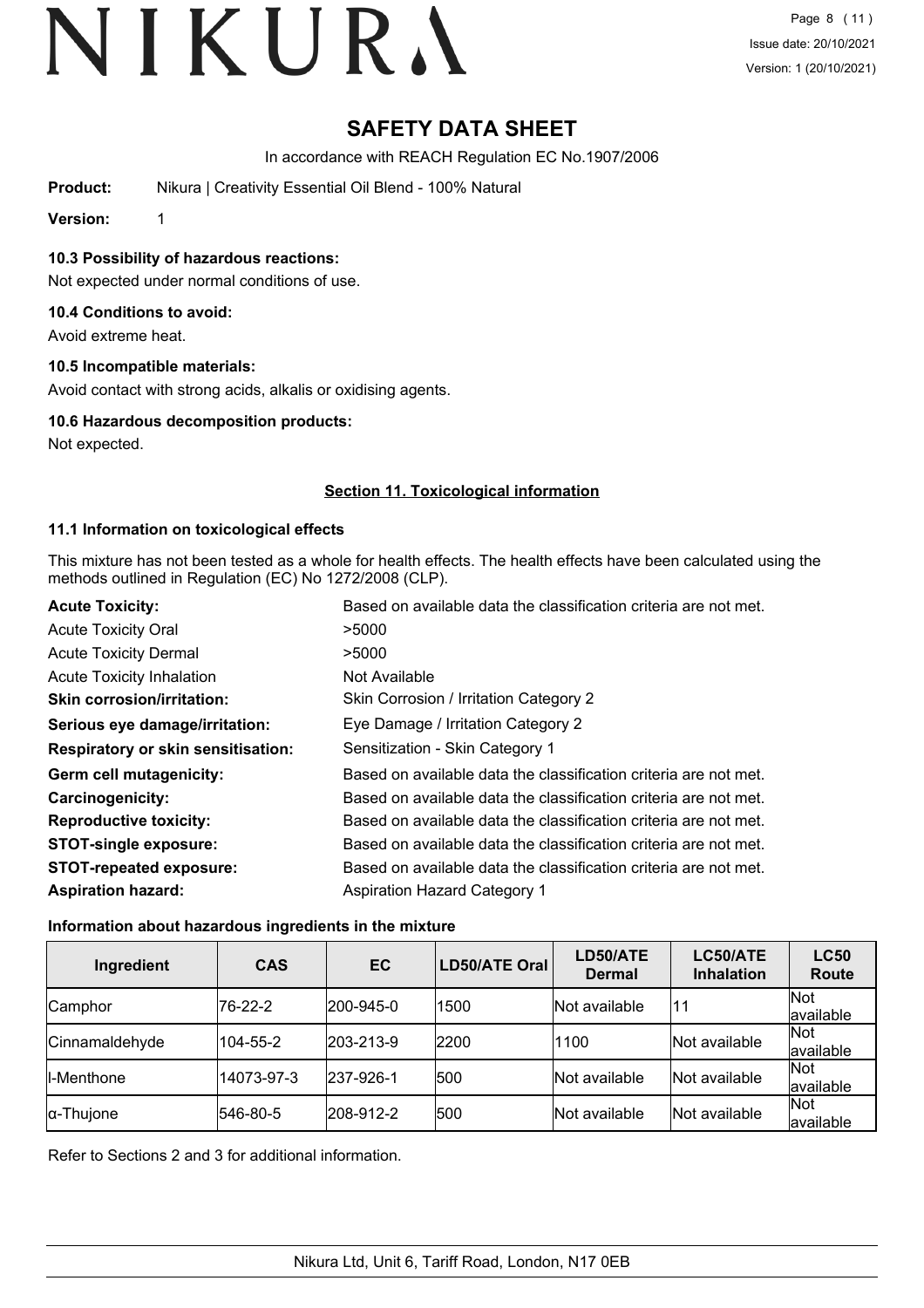# SAFETY DATA SHEET

In accordance with REACH Regulation EC No.1907/2006

**Product:** Nikura | Creativity Essential Oil Blend - 100% Natural

**Version:** 1

### 10.3 Possibility of hazardous reactions:

Not expected under normal conditions of use.

### 10.4 Conditions to avoid:

Avoid extreme heat.

### 10.5 Incompatible materials:

Avoid contact with strong acids, alkalis or oxidising agents.

### 10.6 Hazardous decomposition products:

Not expected.

## Section 11. Toxicological information

### 11.1 Information on toxicological effects

This mixture has not been tested as a whole for health effects. The health effects have been calculated using the methods outlined in Regulation (EC) No 1272/2008 (CLP).

**Acute Toxicity:** Based on available data the classification criteria are not met.

Acute Toxicity Oral: >5000

Acute Toxicity Dermal: >5000

Acute Toxicity Inhalation: Not Available

**Skin corrosion/irritation:** Skin Corrosion / Irritation Category 2

**Serious eye damage/irritation:** Eye Damage / Irritation Category 2

**Respiratory or skin sensitisation:** Sensitization - Skin Category 1

**Germ cell mutagenicity:** Based on available data the classification criteria are not met.

**Carcinogenicity:** Based on available data the classification criteria are not met.

**Reproductive toxicity:** Based on available data the classification criteria are not met.

**STOT-single exposure:** Based on available data the classification criteria are not met.

**STOT-repeated exposure:** Based on available data the classification criteria are not met.

**Aspiration hazard:** Aspiration Hazard Category 1

### Information about hazardous ingredients in the mixture

| Ingredient | CAS | EC | LD50/ATE Oral | LD50/ATE Dermal | LC50/ATE Inhalation | LC50 Route |
|---|---|---|---|---|---|---|
| Camphor | 76-22-2 | 200-945-0 | 1500 | Not available | 11 | Not available |
| Cinnamaldehyde | 104-55-2 | 203-213-9 | 2200 | 1100 | Not available | Not available |
| l-Menthone | 14073-97-3 | 237-926-1 | 500 | Not available | Not available | Not available |
| α-Thujone | 546-80-5 | 208-912-2 | 500 | Not available | Not available | Not available |

Refer to Sections 2 and 3 for additional information.

Nikura Ltd, Unit 6, Tariff Road, London, N17 0EB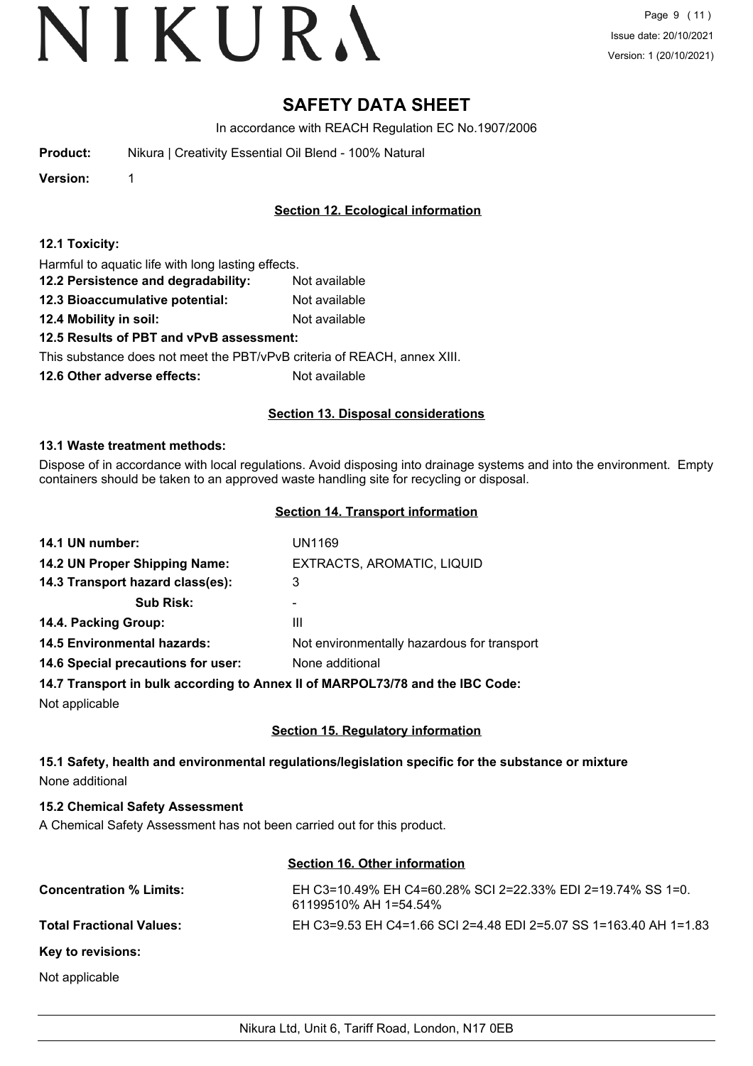# SAFETY DATA SHEET

In accordance with REACH Regulation EC No.1907/2006

**Product:** Nikura | Creativity Essential Oil Blend - 100% Natural

**Version:** 1

## Section 12. Ecological information

**12.1 Toxicity:**

Harmful to aquatic life with long lasting effects.

**12.2 Persistence and degradability:** Not available

**12.3 Bioaccumulative potential:** Not available

**12.4 Mobility in soil:** Not available

**12.5 Results of PBT and vPvB assessment:**

This substance does not meet the PBT/vPvB criteria of REACH, annex XIII.

**12.6 Other adverse effects:** Not available

## Section 13. Disposal considerations

**13.1 Waste treatment methods:**

Dispose of in accordance with local regulations. Avoid disposing into drainage systems and into the environment. Empty containers should be taken to an approved waste handling site for recycling or disposal.

## Section 14. Transport information

| | |
|---|---|
| **14.1 UN number:** | UN1169 |
| **14.2 UN Proper Shipping Name:** | EXTRACTS, AROMATIC, LIQUID |
| **14.3 Transport hazard class(es):** | 3 |
| **Sub Risk:** | - |
| **14.4. Packing Group:** | III |
| **14.5 Environmental hazards:** | Not environmentally hazardous for transport |
| **14.6 Special precautions for user:** | None additional |

**14.7 Transport in bulk according to Annex II of MARPOL73/78 and the IBC Code:**

Not applicable

## Section 15. Regulatory information

**15.1 Safety, health and environmental regulations/legislation specific for the substance or mixture**

None additional

**15.2 Chemical Safety Assessment**

A Chemical Safety Assessment has not been carried out for this product.

## Section 16. Other information

| | |
|---|---|
| **Concentration % Limits:** | EH C3=10.49% EH C4=60.28% SCI 2=22.33% EDI 2=19.74% SS 1=0.61199510% AH 1=54.54% |
| **Total Fractional Values:** | EH C3=9.53 EH C4=1.66 SCI 2=4.48 EDI 2=5.07 SS 1=163.40 AH 1=1.83 |

**Key to revisions:**

Not applicable

Nikura Ltd, Unit 6, Tariff Road, London, N17 0EB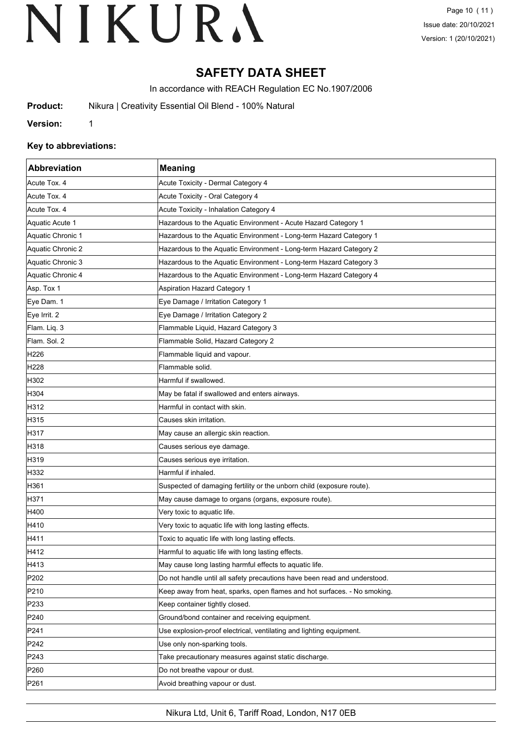# SAFETY DATA SHEET

In accordance with REACH Regulation EC No.1907/2006

**Product:** Nikura | Creativity Essential Oil Blend - 100% Natural

**Version:** 1

### Key to abbreviations:

| Abbreviation | Meaning |
|---|---|
| Acute Tox. 4 | Acute Toxicity - Dermal Category 4 |
| Acute Tox. 4 | Acute Toxicity - Oral Category 4 |
| Acute Tox. 4 | Acute Toxicity - Inhalation Category 4 |
| Aquatic Acute 1 | Hazardous to the Aquatic Environment - Acute Hazard Category 1 |
| Aquatic Chronic 1 | Hazardous to the Aquatic Environment - Long-term Hazard Category 1 |
| Aquatic Chronic 2 | Hazardous to the Aquatic Environment - Long-term Hazard Category 2 |
| Aquatic Chronic 3 | Hazardous to the Aquatic Environment - Long-term Hazard Category 3 |
| Aquatic Chronic 4 | Hazardous to the Aquatic Environment - Long-term Hazard Category 4 |
| Asp. Tox 1 | Aspiration Hazard Category 1 |
| Eye Dam. 1 | Eye Damage / Irritation Category 1 |
| Eye Irrit. 2 | Eye Damage / Irritation Category 2 |
| Flam. Liq. 3 | Flammable Liquid, Hazard Category 3 |
| Flam. Sol. 2 | Flammable Solid, Hazard Category 2 |
| H226 | Flammable liquid and vapour. |
| H228 | Flammable solid. |
| H302 | Harmful if swallowed. |
| H304 | May be fatal if swallowed and enters airways. |
| H312 | Harmful in contact with skin. |
| H315 | Causes skin irritation. |
| H317 | May cause an allergic skin reaction. |
| H318 | Causes serious eye damage. |
| H319 | Causes serious eye irritation. |
| H332 | Harmful if inhaled. |
| H361 | Suspected of damaging fertility or the unborn child (exposure route). |
| H371 | May cause damage to organs (organs, exposure route). |
| H400 | Very toxic to aquatic life. |
| H410 | Very toxic to aquatic life with long lasting effects. |
| H411 | Toxic to aquatic life with long lasting effects. |
| H412 | Harmful to aquatic life with long lasting effects. |
| H413 | May cause long lasting harmful effects to aquatic life. |
| P202 | Do not handle until all safety precautions have been read and understood. |
| P210 | Keep away from heat, sparks, open flames and hot surfaces. - No smoking. |
| P233 | Keep container tightly closed. |
| P240 | Ground/bond container and receiving equipment. |
| P241 | Use explosion-proof electrical, ventilating and lighting equipment. |
| P242 | Use only non-sparking tools. |
| P243 | Take precautionary measures against static discharge. |
| P260 | Do not breathe vapour or dust. |
| P261 | Avoid breathing vapour or dust. |

Nikura Ltd, Unit 6, Tariff Road, London, N17 0EB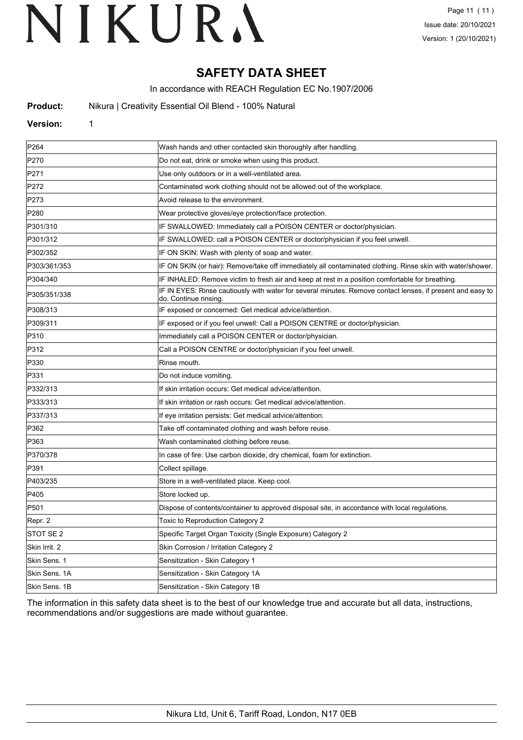# SAFETY DATA SHEET

In accordance with REACH Regulation EC No.1907/2006

**Product:** Nikura | Creativity Essential Oil Blend - 100% Natural

**Version:** 1

| | |
|---|---|
| P264 | Wash hands and other contacted skin thoroughly after handling. |
| P270 | Do not eat, drink or smoke when using this product. |
| P271 | Use only outdoors or in a well-ventilated area. |
| P272 | Contaminated work clothing should not be allowed out of the workplace. |
| P273 | Avoid release to the environment. |
| P280 | Wear protective gloves/eye protection/face protection. |
| P301/310 | IF SWALLOWED: Immediately call a POISON CENTER or doctor/physician. |
| P301/312 | IF SWALLOWED: call a POISON CENTER or doctor/physician if you feel unwell. |
| P302/352 | IF ON SKIN: Wash with plenty of soap and water. |
| P303/361/353 | IF ON SKIN (or hair): Remove/take off immediately all contaminated clothing. Rinse skin with water/shower. |
| P304/340 | IF INHALED: Remove victim to fresh air and keep at rest in a position comfortable for breathing. |
| P305/351/338 | IF IN EYES: Rinse cautiously with water for several minutes. Remove contact lenses, if present and easy to do. Continue rinsing. |
| P308/313 | IF exposed or concerned: Get medical advice/attention. |
| P309/311 | IF exposed or if you feel unwell: Call a POISON CENTRE or doctor/physician. |
| P310 | Immediately call a POISON CENTER or doctor/physician. |
| P312 | Call a POISON CENTRE or doctor/physician if you feel unwell. |
| P330 | Rinse mouth. |
| P331 | Do not induce vomiting. |
| P332/313 | If skin irritation occurs: Get medical advice/attention. |
| P333/313 | If skin irritation or rash occurs: Get medical advice/attention. |
| P337/313 | If eye irritation persists: Get medical advice/attention. |
| P362 | Take off contaminated clothing and wash before reuse. |
| P363 | Wash contaminated clothing before reuse. |
| P370/378 | In case of fire: Use carbon dioxide, dry chemical, foam for extinction. |
| P391 | Collect spillage. |
| P403/235 | Store in a well-ventilated place. Keep cool. |
| P405 | Store locked up. |
| P501 | Dispose of contents/container to approved disposal site, in accordance with local regulations. |
| Repr. 2 | Toxic to Reproduction Category 2 |
| STOT SE 2 | Specific Target Organ Toxicity (Single Exposure) Category 2 |
| Skin Irrit. 2 | Skin Corrosion / Irritation Category 2 |
| Skin Sens. 1 | Sensitization - Skin Category 1 |
| Skin Sens. 1A | Sensitization - Skin Category 1A |
| Skin Sens. 1B | Sensitization - Skin Category 1B |

The information in this safety data sheet is to the best of our knowledge true and accurate but all data, instructions, recommendations and/or suggestions are made without guarantee.